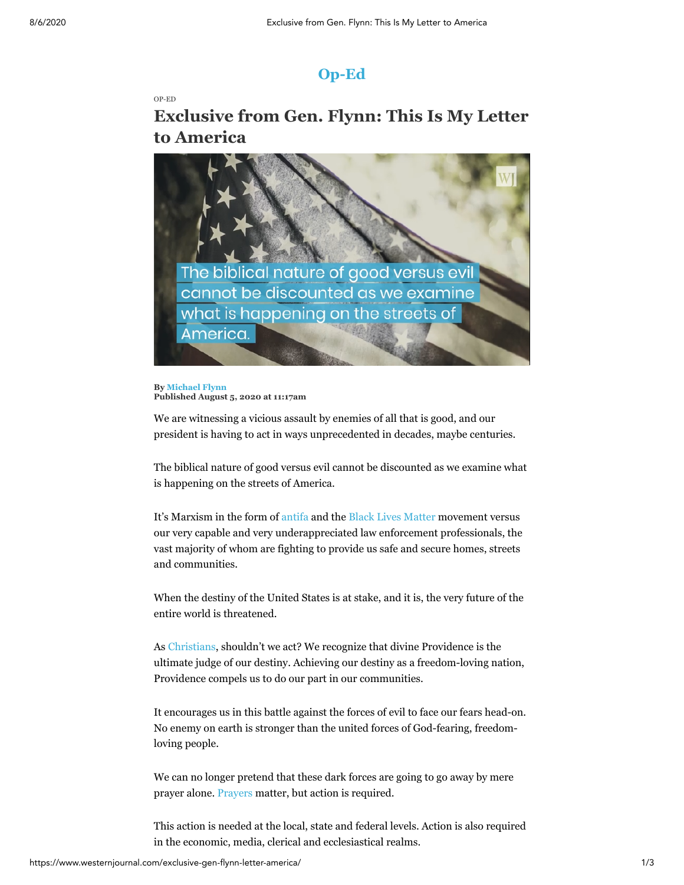# Op-Ed

OP-ED

## Exclusive from Gen. Flynn: This Is My Letter to America

**By Michael Flynn**
**Published August 5, 2020 at 11:17am**

We are witnessing a vicious assault by enemies of all that is good, and our president is having to act in ways unprecedented in decades, maybe centuries.

The biblical nature of good versus evil cannot be discounted as we examine what is happening on the streets of America.

It's Marxism in the form of antifa and the Black Lives Matter movement versus our very capable and very underappreciated law enforcement professionals, the vast majority of whom are fighting to provide us safe and secure homes, streets and communities.

When the destiny of the United States is at stake, and it is, the very future of the entire world is threatened.

As Christians, shouldn't we act? We recognize that divine Providence is the ultimate judge of our destiny. Achieving our destiny as a freedom-loving nation, Providence compels us to do our part in our communities.

It encourages us in this battle against the forces of evil to face our fears head-on. No enemy on earth is stronger than the united forces of God-fearing, freedom-loving people.

We can no longer pretend that these dark forces are going to go away by mere prayer alone. Prayers matter, but action is required.

This action is needed at the local, state and federal levels. Action is also required in the economic, media, clerical and ecclesiastical realms.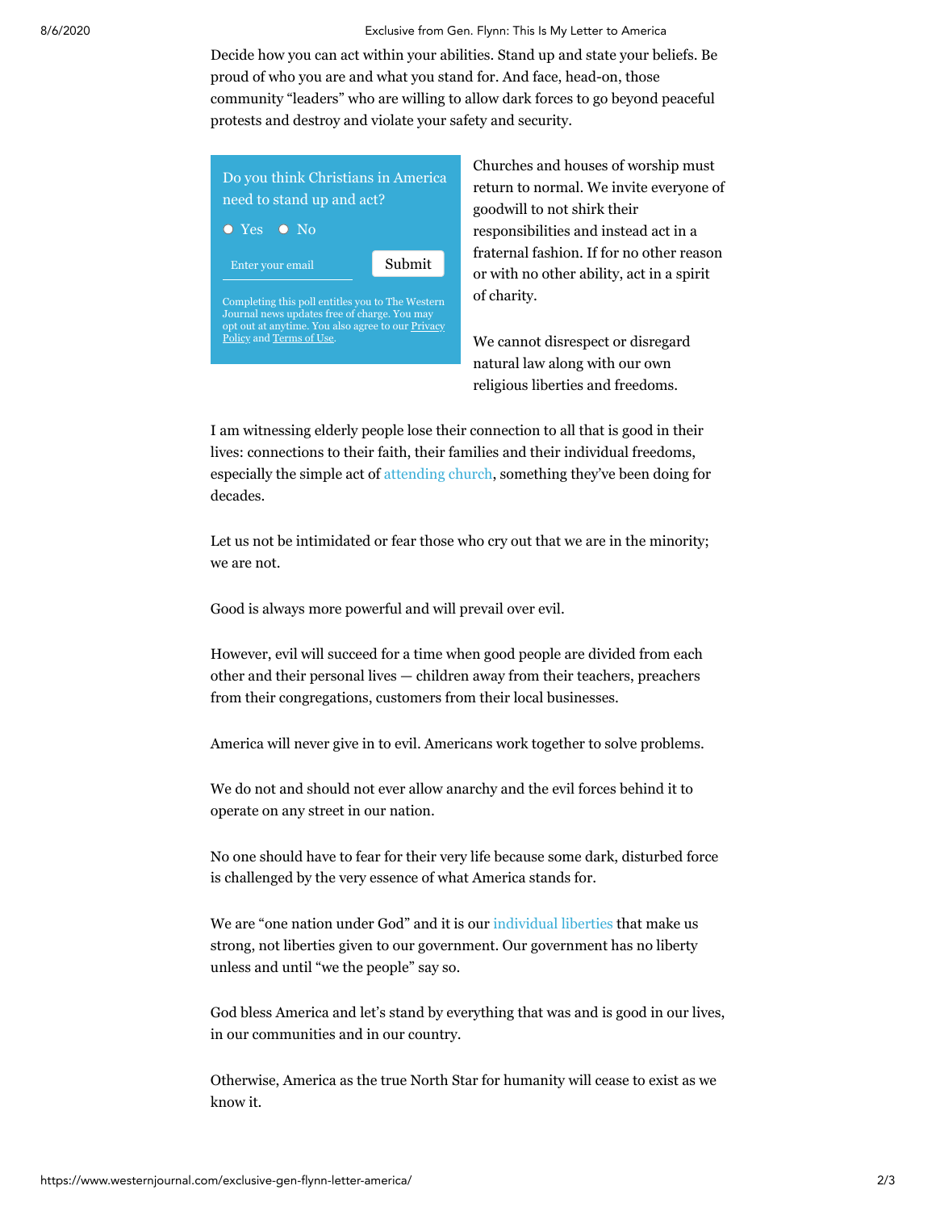Decide how you can act within your abilities. Stand up and state your beliefs. Be proud of who you are and what you stand for. And face, head-on, those community "leaders" who are willing to allow dark forces to go beyond peaceful protests and destroy and violate your safety and security.

Do you think Christians in America need to stand up and act?

Yes No

Enter your email Submit

Completing this poll entitles you to The Western Journal news updates free of charge. You may opt out at anytime. You also agree to our Privacy Policy and Terms of Use.

Churches and houses of worship must return to normal. We invite everyone of goodwill to not shirk their responsibilities and instead act in a fraternal fashion. If for no other reason or with no other ability, act in a spirit of charity.

We cannot disrespect or disregard natural law along with our own religious liberties and freedoms.

I am witnessing elderly people lose their connection to all that is good in their lives: connections to their faith, their families and their individual freedoms, especially the simple act of attending church, something they've been doing for decades.

Let us not be intimidated or fear those who cry out that we are in the minority; we are not.

Good is always more powerful and will prevail over evil.

However, evil will succeed for a time when good people are divided from each other and their personal lives — children away from their teachers, preachers from their congregations, customers from their local businesses.

America will never give in to evil. Americans work together to solve problems.

We do not and should not ever allow anarchy and the evil forces behind it to operate on any street in our nation.

No one should have to fear for their very life because some dark, disturbed force is challenged by the very essence of what America stands for.

We are "one nation under God" and it is our individual liberties that make us strong, not liberties given to our government. Our government has no liberty unless and until "we the people" say so.

God bless America and let's stand by everything that was and is good in our lives, in our communities and in our country.

Otherwise, America as the true North Star for humanity will cease to exist as we know it.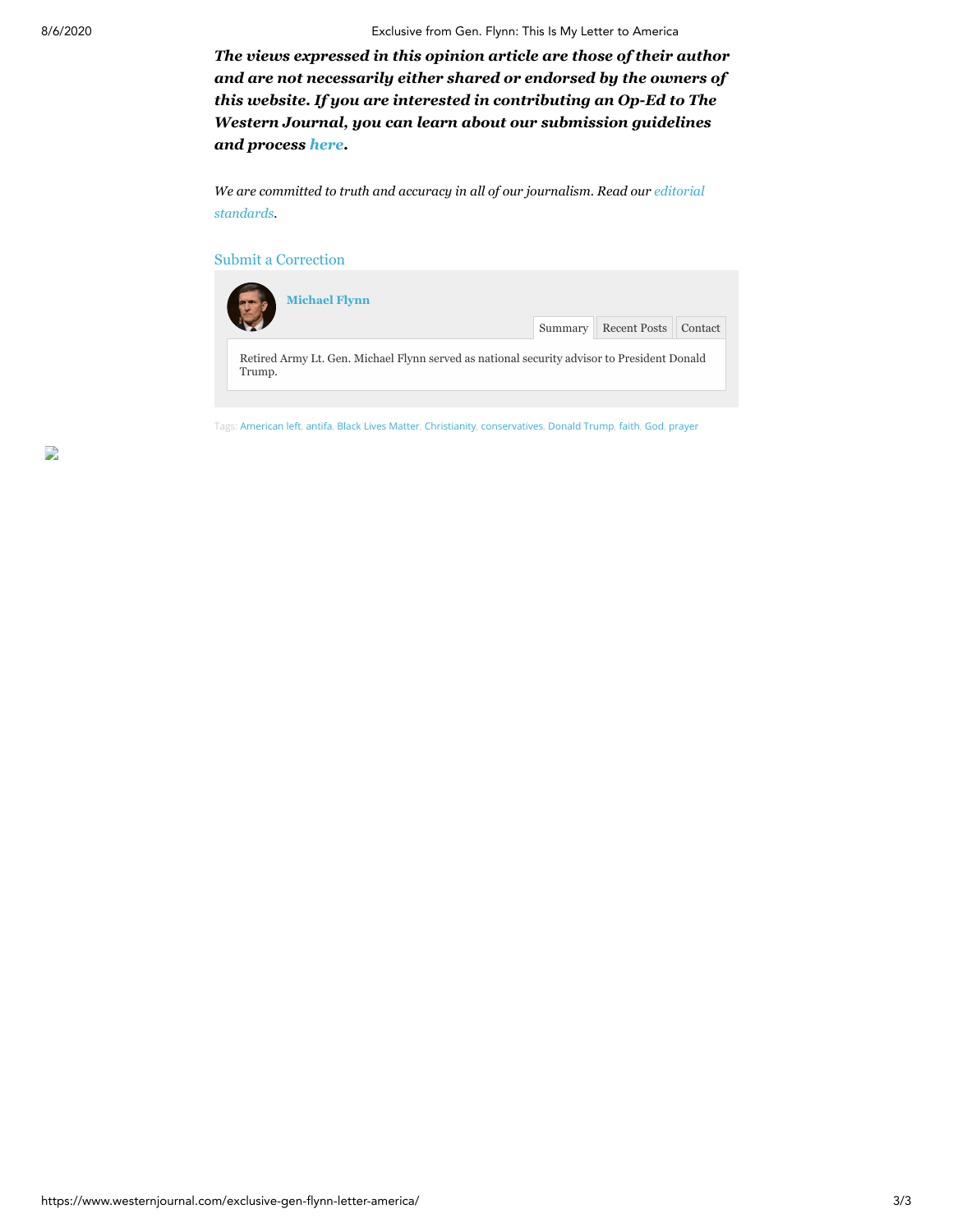***The views expressed in this opinion article are those of their author and are not necessarily either shared or endorsed by the owners of this website. If you are interested in contributing an Op-Ed to The Western Journal, you can learn about our submission guidelines and process here.***

*We are committed to truth and accuracy in all of our journalism. Read our editorial standards.*

Submit a Correction

**Michael Flynn**

Summary | Recent Posts | Contact

Retired Army Lt. Gen. Michael Flynn served as national security advisor to President Donald Trump.

Tags: American left, antifa, Black Lives Matter, Christianity, conservatives, Donald Trump, faith, God, prayer